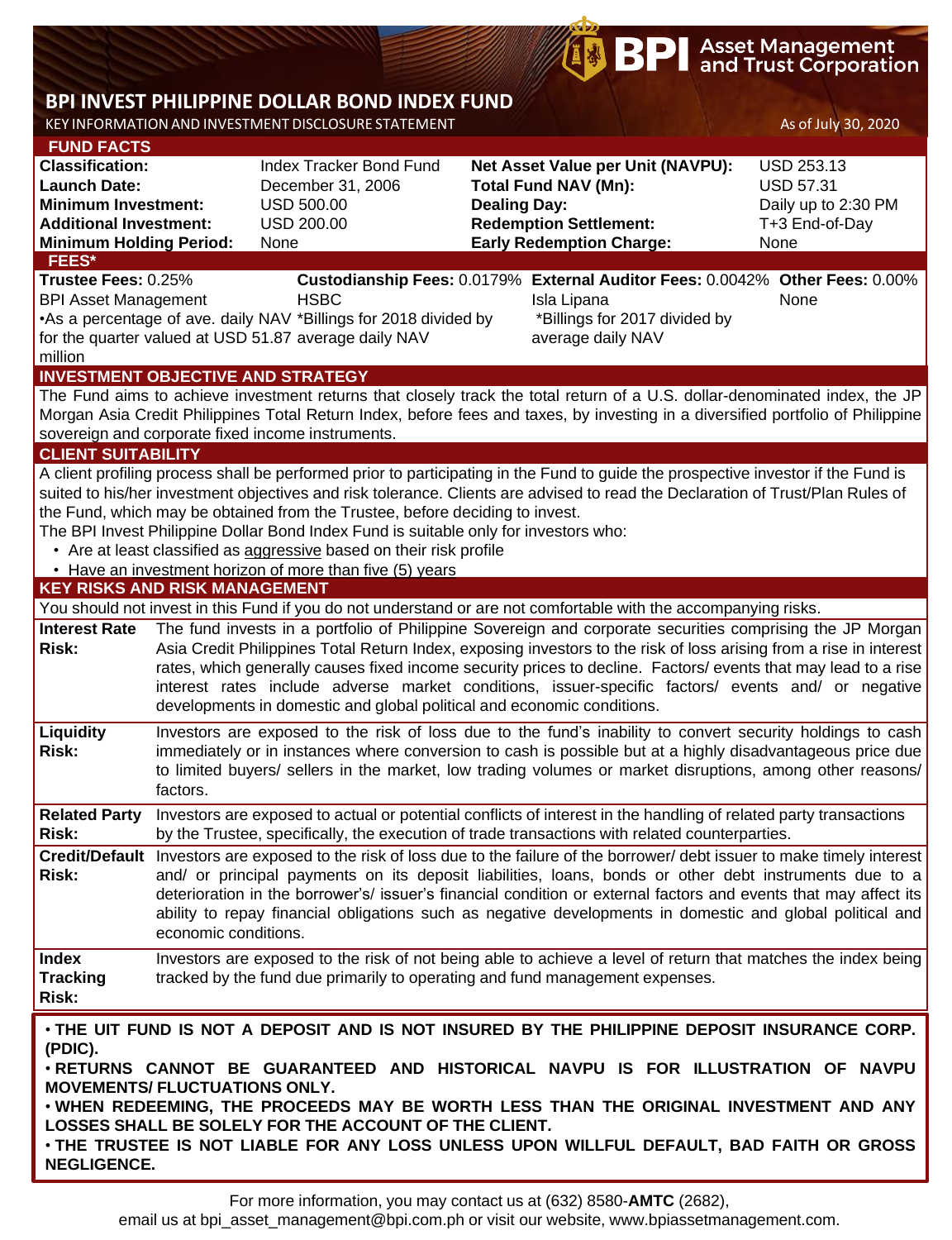BPI Asset Management and Trust Corporation

# BPI INVEST PHILIPPINE DOLLAR BOND INDEX FUND

KEY INFORMATION AND INVESTMENT DISCLOSURE STATEMENT

As of July 30, 2020

## FUND FACTS

| | | | |
|---|---|---|---|
| **Classification:** | Index Tracker Bond Fund | **Net Asset Value per Unit (NAVPU):** | USD 253.13 |
| **Launch Date:** | December 31, 2006 | **Total Fund NAV (Mn):** | USD 57.31 |
| **Minimum Investment:** | USD 500.00 | **Dealing Day:** | Daily up to 2:30 PM |
| **Additional Investment:** | USD 200.00 | **Redemption Settlement:** | T+3 End-of-Day |
| **Minimum Holding Period:** | None | **Early Redemption Charge:** | None |

## FEES*

| | | | |
|---|---|---|---|
| **Trustee Fees:** 0.25% | **Custodianship Fees:** 0.0179% | **External Auditor Fees:** 0.0042% | **Other Fees:** 0.00% |
| BPI Asset Management | HSBC | Isla Lipana | None |
| •As a percentage of ave. daily NAV for the quarter valued at USD 51.87 million | *Billings for 2018 divided by average daily NAV | *Billings for 2017 divided by average daily NAV | |

## INVESTMENT OBJECTIVE AND STRATEGY

The Fund aims to achieve investment returns that closely track the total return of a U.S. dollar-denominated index, the JP Morgan Asia Credit Philippines Total Return Index, before fees and taxes, by investing in a diversified portfolio of Philippine sovereign and corporate fixed income instruments.

## CLIENT SUITABILITY

A client profiling process shall be performed prior to participating in the Fund to guide the prospective investor if the Fund is suited to his/her investment objectives and risk tolerance. Clients are advised to read the Declaration of Trust/Plan Rules of the Fund, which may be obtained from the Trustee, before deciding to invest.

The BPI Invest Philippine Dollar Bond Index Fund is suitable only for investors who:

- Are at least classified as aggressive based on their risk profile
- Have an investment horizon of more than five (5) years

## KEY RISKS AND RISK MANAGEMENT

You should not invest in this Fund if you do not understand or are not comfortable with the accompanying risks.

| | |
|---|---|
| **Interest Rate Risk:** | The fund invests in a portfolio of Philippine Sovereign and corporate securities comprising the JP Morgan Asia Credit Philippines Total Return Index, exposing investors to the risk of loss arising from a rise in interest rates, which generally causes fixed income security prices to decline. Factors/ events that may lead to a rise interest rates include adverse market conditions, issuer-specific factors/ events and/ or negative developments in domestic and global political and economic conditions. |
| **Liquidity Risk:** | Investors are exposed to the risk of loss due to the fund's inability to convert security holdings to cash immediately or in instances where conversion to cash is possible but at a highly disadvantageous price due to limited buyers/ sellers in the market, low trading volumes or market disruptions, among other reasons/ factors. |
| **Related Party Risk:** | Investors are exposed to actual or potential conflicts of interest in the handling of related party transactions by the Trustee, specifically, the execution of trade transactions with related counterparties. |
| **Credit/Default Risk:** | Investors are exposed to the risk of loss due to the failure of the borrower/ debt issuer to make timely interest and/ or principal payments on its deposit liabilities, loans, bonds or other debt instruments due to a deterioration in the borrower's/ issuer's financial condition or external factors and events that may affect its ability to repay financial obligations such as negative developments in domestic and global political and economic conditions. |
| **Index Tracking Risk:** | Investors are exposed to the risk of not being able to achieve a level of return that matches the index being tracked by the fund due primarily to operating and fund management expenses. |

**• THE UIT FUND IS NOT A DEPOSIT AND IS NOT INSURED BY THE PHILIPPINE DEPOSIT INSURANCE CORP. (PDIC).**

**• RETURNS CANNOT BE GUARANTEED AND HISTORICAL NAVPU IS FOR ILLUSTRATION OF NAVPU MOVEMENTS/ FLUCTUATIONS ONLY.**

**• WHEN REDEEMING, THE PROCEEDS MAY BE WORTH LESS THAN THE ORIGINAL INVESTMENT AND ANY LOSSES SHALL BE SOLELY FOR THE ACCOUNT OF THE CLIENT.**

**• THE TRUSTEE IS NOT LIABLE FOR ANY LOSS UNLESS UPON WILLFUL DEFAULT, BAD FAITH OR GROSS NEGLIGENCE.**

For more information, you may contact us at (632) 8580-**AMTC** (2682), email us at bpi_asset_management@bpi.com.ph or visit our website, www.bpiassetmanagement.com.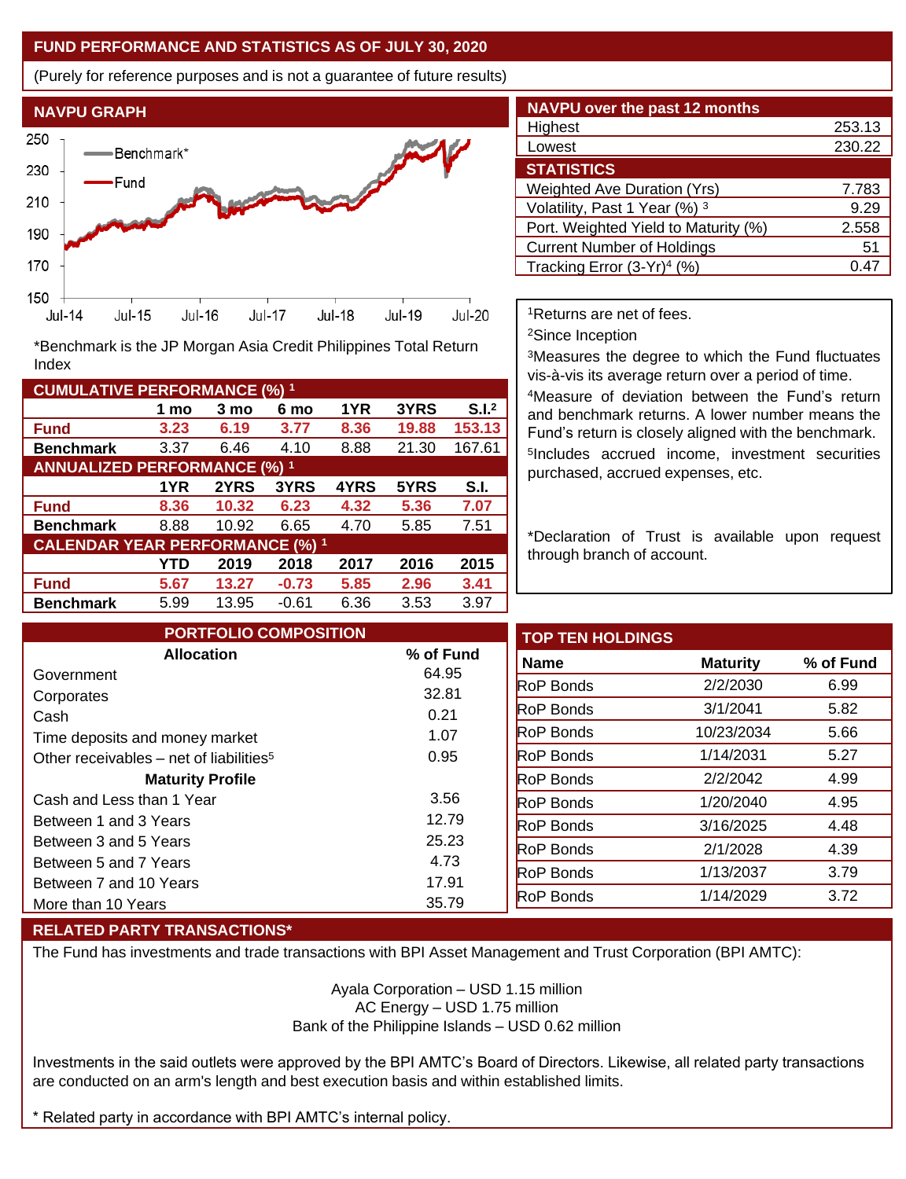## FUND PERFORMANCE AND STATISTICS AS OF JULY 30, 2020

(Purely for reference purposes and is not a guarantee of future results)

### NAVPU GRAPH

250
230
210
190
170
150

Jul-14 Jul-15 Jul-16 Jul-17 Jul-18 Jul-19 Jul-20

Benchmark*
Fund

*Benchmark is the JP Morgan Asia Credit Philippines Total Return Index

| CUMULATIVE PERFORMANCE (%) [1] | | | | | | |
|---|---|---|---|---|---|---|
| | 1 mo | 3 mo | 6 mo | 1YR | 3YRS | S.I.[2] |
| **Fund** | **3.23** | **6.19** | **3.77** | **8.36** | **19.88** | **153.13** |
| **Benchmark** | 3.37 | 6.46 | 4.10 | 8.88 | 21.30 | 167.61 |
| **ANNUALIZED PERFORMANCE (%) [1]** | | | | | | |
| | 1YR | 2YRS | 3YRS | 4YRS | 5YRS | S.I. |
| **Fund** | **8.36** | **10.32** | **6.23** | **4.32** | **5.36** | **7.07** |
| **Benchmark** | 8.88 | 10.92 | 6.65 | 4.70 | 5.85 | 7.51 |
| **CALENDAR YEAR PERFORMANCE (%) [1]** | | | | | | |
| | YTD | 2019 | 2018 | 2017 | 2016 | 2015 |
| **Fund** | **5.67** | **13.27** | **-0.73** | **5.85** | **2.96** | **3.41** |
| **Benchmark** | 5.99 | 13.95 | -0.61 | 6.36 | 3.53 | 3.97 |

| NAVPU over the past 12 months | |
|---|---|
| Highest | 253.13 |
| Lowest | 230.22 |
| **STATISTICS** | |
| Weighted Ave Duration (Yrs) | 7.783 |
| Volatility, Past 1 Year (%) [3] | 9.29 |
| Port. Weighted Yield to Maturity (%) | 2.558 |
| Current Number of Holdings | 51 |
| Tracking Error (3-Yr)[4] (%) | 0.47 |

[1]Returns are net of fees.
[2]Since Inception
[3]Measures the degree to which the Fund fluctuates vis-à-vis its average return over a period of time.
[4]Measure of deviation between the Fund's return and benchmark returns. A lower number means the Fund's return is closely aligned with the benchmark.
[5]Includes accrued income, investment securities purchased, accrued expenses, etc.

*Declaration of Trust is available upon request through branch of account.

### PORTFOLIO COMPOSITION

| Allocation | % of Fund |
|---|---|
| Government | 64.95 |
| Corporates | 32.81 |
| Cash | 0.21 |
| Time deposits and money market | 1.07 |
| Other receivables – net of liabilities[5] | 0.95 |
| **Maturity Profile** | |
| Cash and Less than 1 Year | 3.56 |
| Between 1 and 3 Years | 12.79 |
| Between 3 and 5 Years | 25.23 |
| Between 5 and 7 Years | 4.73 |
| Between 7 and 10 Years | 17.91 |
| More than 10 Years | 35.79 |

### TOP TEN HOLDINGS

| Name | Maturity | % of Fund |
|---|---|---|
| RoP Bonds | 2/2/2030 | 6.99 |
| RoP Bonds | 3/1/2041 | 5.82 |
| RoP Bonds | 10/23/2034 | 5.66 |
| RoP Bonds | 1/14/2031 | 5.27 |
| RoP Bonds | 2/2/2042 | 4.99 |
| RoP Bonds | 1/20/2040 | 4.95 |
| RoP Bonds | 3/16/2025 | 4.48 |
| RoP Bonds | 2/1/2028 | 4.39 |
| RoP Bonds | 1/13/2037 | 3.79 |
| RoP Bonds | 1/14/2029 | 3.72 |

### RELATED PARTY TRANSACTIONS*

The Fund has investments and trade transactions with BPI Asset Management and Trust Corporation (BPI AMTC):

Ayala Corporation – USD 1.15 million
AC Energy – USD 1.75 million
Bank of the Philippine Islands – USD 0.62 million

Investments in the said outlets were approved by the BPI AMTC's Board of Directors. Likewise, all related party transactions are conducted on an arm's length and best execution basis and within established limits.

* Related party in accordance with BPI AMTC's internal policy.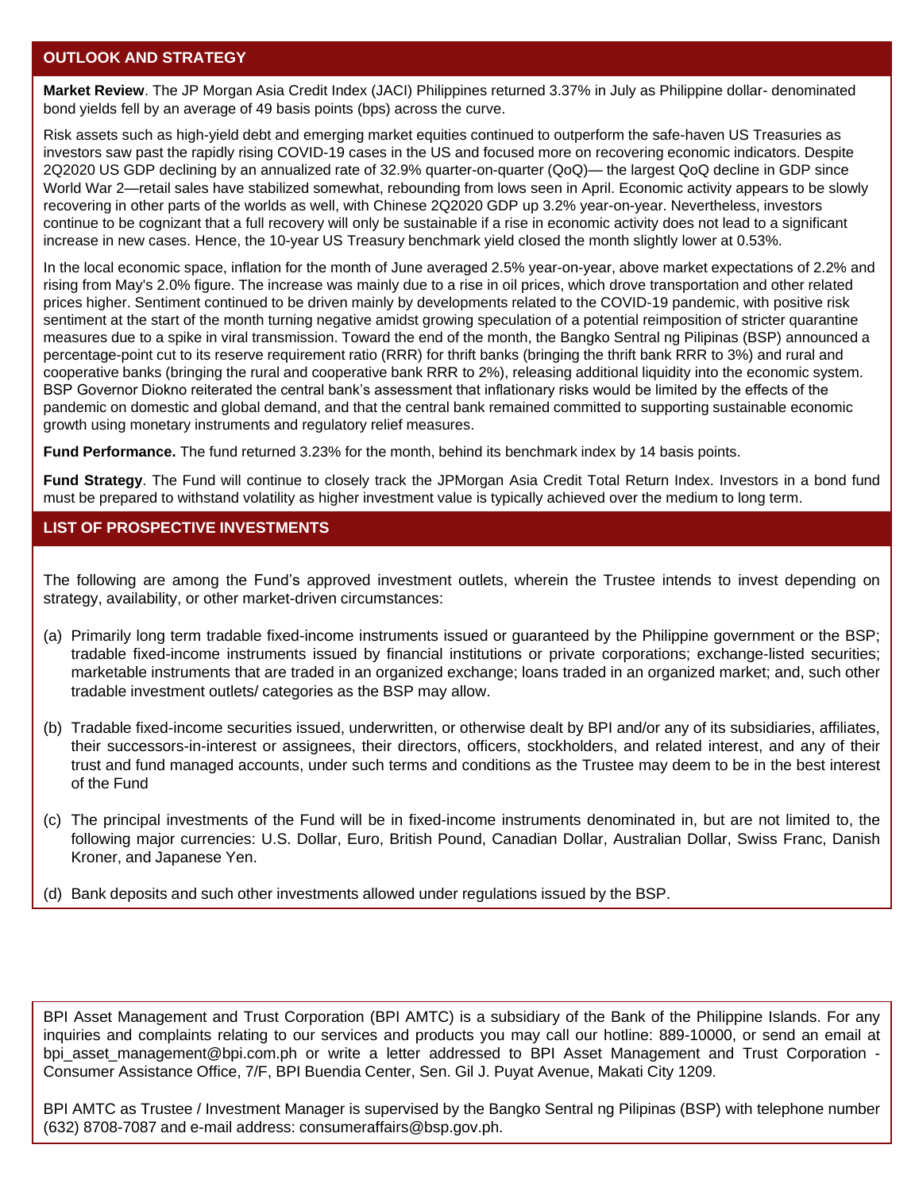## OUTLOOK AND STRATEGY

**Market Review**. The JP Morgan Asia Credit Index (JACI) Philippines returned 3.37% in July as Philippine dollar- denominated bond yields fell by an average of 49 basis points (bps) across the curve.

Risk assets such as high-yield debt and emerging market equities continued to outperform the safe-haven US Treasuries as investors saw past the rapidly rising COVID-19 cases in the US and focused more on recovering economic indicators. Despite 2Q2020 US GDP declining by an annualized rate of 32.9% quarter-on-quarter (QoQ)— the largest QoQ decline in GDP since World War 2—retail sales have stabilized somewhat, rebounding from lows seen in April. Economic activity appears to be slowly recovering in other parts of the worlds as well, with Chinese 2Q2020 GDP up 3.2% year-on-year. Nevertheless, investors continue to be cognizant that a full recovery will only be sustainable if a rise in economic activity does not lead to a significant increase in new cases. Hence, the 10-year US Treasury benchmark yield closed the month slightly lower at 0.53%.

In the local economic space, inflation for the month of June averaged 2.5% year-on-year, above market expectations of 2.2% and rising from May's 2.0% figure. The increase was mainly due to a rise in oil prices, which drove transportation and other related prices higher. Sentiment continued to be driven mainly by developments related to the COVID-19 pandemic, with positive risk sentiment at the start of the month turning negative amidst growing speculation of a potential reimposition of stricter quarantine measures due to a spike in viral transmission. Toward the end of the month, the Bangko Sentral ng Pilipinas (BSP) announced a percentage-point cut to its reserve requirement ratio (RRR) for thrift banks (bringing the thrift bank RRR to 3%) and rural and cooperative banks (bringing the rural and cooperative bank RRR to 2%), releasing additional liquidity into the economic system. BSP Governor Diokno reiterated the central bank's assessment that inflationary risks would be limited by the effects of the pandemic on domestic and global demand, and that the central bank remained committed to supporting sustainable economic growth using monetary instruments and regulatory relief measures.

**Fund Performance.** The fund returned 3.23% for the month, behind its benchmark index by 14 basis points.

**Fund Strategy**. The Fund will continue to closely track the JPMorgan Asia Credit Total Return Index. Investors in a bond fund must be prepared to withstand volatility as higher investment value is typically achieved over the medium to long term.

## LIST OF PROSPECTIVE INVESTMENTS

The following are among the Fund's approved investment outlets, wherein the Trustee intends to invest depending on strategy, availability, or other market-driven circumstances:

(a) Primarily long term tradable fixed-income instruments issued or guaranteed by the Philippine government or the BSP; tradable fixed-income instruments issued by financial institutions or private corporations; exchange-listed securities; marketable instruments that are traded in an organized exchange; loans traded in an organized market; and, such other tradable investment outlets/ categories as the BSP may allow.

(b) Tradable fixed-income securities issued, underwritten, or otherwise dealt by BPI and/or any of its subsidiaries, affiliates, their successors-in-interest or assignees, their directors, officers, stockholders, and related interest, and any of their trust and fund managed accounts, under such terms and conditions as the Trustee may deem to be in the best interest of the Fund

(c) The principal investments of the Fund will be in fixed-income instruments denominated in, but are not limited to, the following major currencies: U.S. Dollar, Euro, British Pound, Canadian Dollar, Australian Dollar, Swiss Franc, Danish Kroner, and Japanese Yen.

(d) Bank deposits and such other investments allowed under regulations issued by the BSP.

BPI Asset Management and Trust Corporation (BPI AMTC) is a subsidiary of the Bank of the Philippine Islands. For any inquiries and complaints relating to our services and products you may call our hotline: 889-10000, or send an email at bpi_asset_management@bpi.com.ph or write a letter addressed to BPI Asset Management and Trust Corporation - Consumer Assistance Office, 7/F, BPI Buendia Center, Sen. Gil J. Puyat Avenue, Makati City 1209.

BPI AMTC as Trustee / Investment Manager is supervised by the Bangko Sentral ng Pilipinas (BSP) with telephone number (632) 8708-7087 and e-mail address: consumeraffairs@bsp.gov.ph.